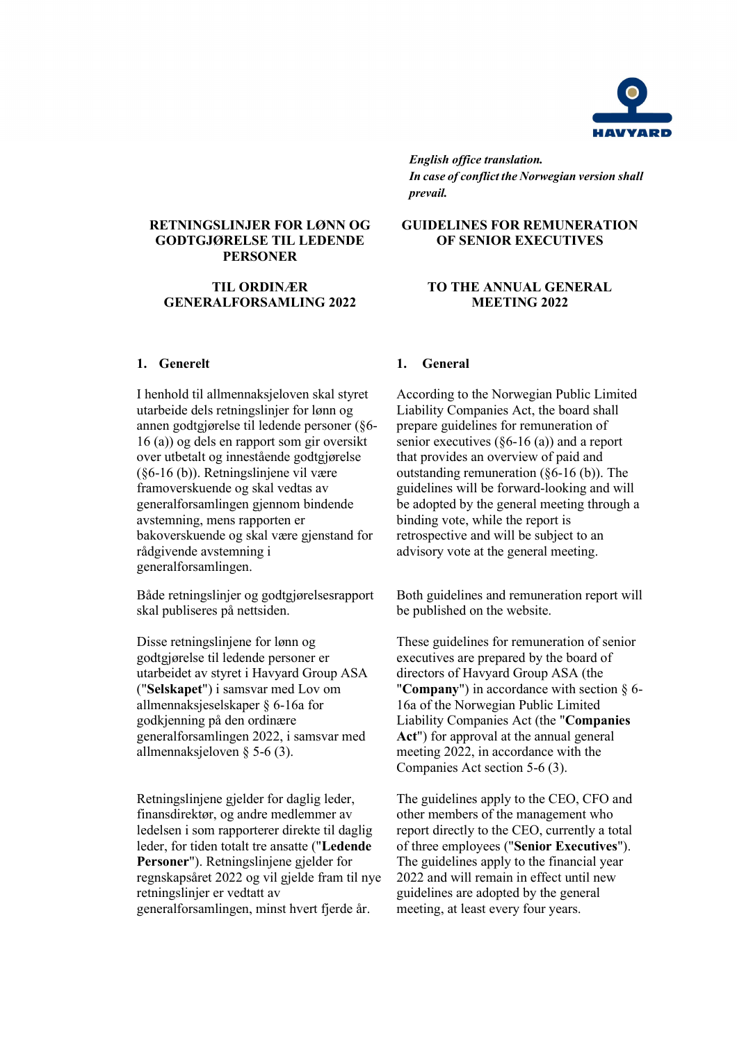*English office translation.*
*In case of conflict the Norwegian version shall prevail.*

# RETNINGSLINJER FOR LØNN OG GODTGJØRELSE TIL LEDENDE PERSONER

## TIL ORDINÆR GENERALFORSAMLING 2022

### 1. Generelt

I henhold til allmennaksjeloven skal styret utarbeide dels retningslinjer for lønn og annen godtgjørelse til ledende personer (§6-16 (a)) og dels en rapport som gir oversikt over utbetalt og innestående godtgjørelse (§6-16 (b)). Retningslinjene vil være framoverskuende og skal vedtas av generalforsamlingen gjennom bindende avstemning, mens rapporten er bakoverskuende og skal være gjenstand for rådgivende avstemning i generalforsamlingen.

Både retningslinjer og godtgjørelsesrapport skal publiseres på nettsiden.

Disse retningslinjene for lønn og godtgjørelse til ledende personer er utarbeidet av styret i Havyard Group ASA ("**Selskapet**") i samsvar med Lov om allmennaksjeselskaper § 6-16a for godkjenning på den ordinære generalforsamlingen 2022, i samsvar med allmennaksjeloven § 5-6 (3).

Retningslinjene gjelder for daglig leder, finansdirektør, og andre medlemmer av ledelsen i som rapporterer direkte til daglig leder, for tiden totalt tre ansatte ("**Ledende Personer**"). Retningslinjene gjelder for regnskapsåret 2022 og vil gjelde fram til nye retningslinjer er vedtatt av generalforsamlingen, minst hvert fjerde år.

# GUIDELINES FOR REMUNERATION OF SENIOR EXECUTIVES

## TO THE ANNUAL GENERAL MEETING 2022

### 1. General

According to the Norwegian Public Limited Liability Companies Act, the board shall prepare guidelines for remuneration of senior executives (§6-16 (a)) and a report that provides an overview of paid and outstanding remuneration (§6-16 (b)). The guidelines will be forward-looking and will be adopted by the general meeting through a binding vote, while the report is retrospective and will be subject to an advisory vote at the general meeting.

Both guidelines and remuneration report will be published on the website.

These guidelines for remuneration of senior executives are prepared by the board of directors of Havyard Group ASA (the "**Company**") in accordance with section § 6-16a of the Norwegian Public Limited Liability Companies Act (the "**Companies Act**") for approval at the annual general meeting 2022, in accordance with the Companies Act section 5-6 (3).

The guidelines apply to the CEO, CFO and other members of the management who report directly to the CEO, currently a total of three employees ("**Senior Executives**"). The guidelines apply to the financial year 2022 and will remain in effect until new guidelines are adopted by the general meeting, at least every four years.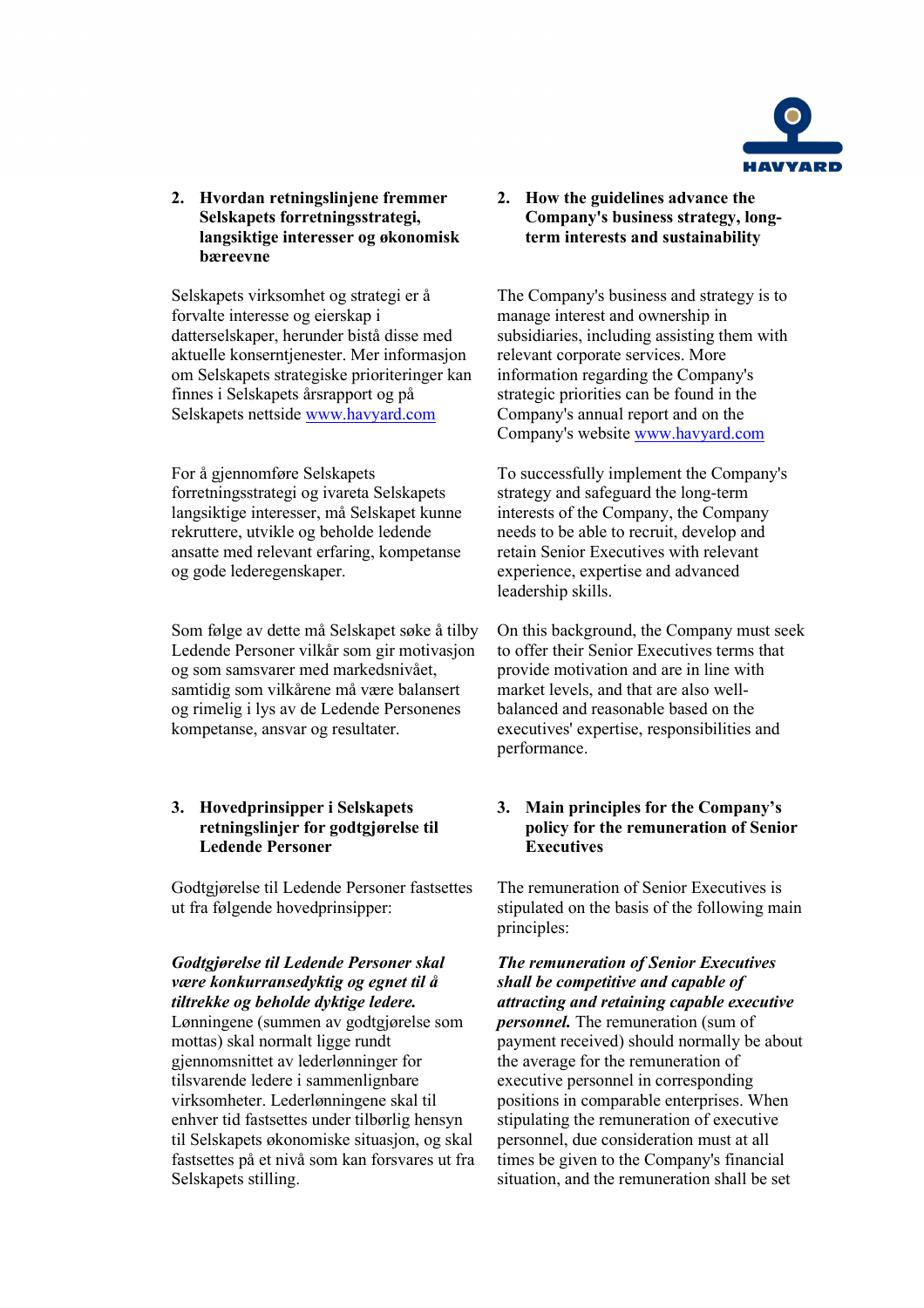## 2. Hvordan retningslinjene fremmer Selskapets forretningsstrategi, langsiktige interesser og økonomisk bæreevne

Selskapets virksomhet og strategi er å forvalte interesse og eierskap i datterselskaper, herunder bistå disse med aktuelle konserntjenester. Mer informasjon om Selskapets strategiske prioriteringer kan finnes i Selskapets årsrapport og på Selskapets nettside www.havyard.com

For å gjennomføre Selskapets forretningsstrategi og ivareta Selskapets langsiktige interesser, må Selskapet kunne rekruttere, utvikle og beholde ledende ansatte med relevant erfaring, kompetanse og gode lederegenskaper.

Som følge av dette må Selskapet søke å tilby Ledende Personer vilkår som gir motivasjon og som samsvarer med markedsnivået, samtidig som vilkårene må være balansert og rimelig i lys av de Ledende Personenes kompetanse, ansvar og resultater.

## 2. How the guidelines advance the Company's business strategy, long-term interests and sustainability

The Company's business and strategy is to manage interest and ownership in subsidiaries, including assisting them with relevant corporate services. More information regarding the Company's strategic priorities can be found in the Company's annual report and on the Company's website www.havyard.com

To successfully implement the Company's strategy and safeguard the long-term interests of the Company, the Company needs to be able to recruit, develop and retain Senior Executives with relevant experience, expertise and advanced leadership skills.

On this background, the Company must seek to offer their Senior Executives terms that provide motivation and are in line with market levels, and that are also well-balanced and reasonable based on the executives' expertise, responsibilities and performance.

## 3. Hovedprinsipper i Selskapets retningslinjer for godtgjørelse til Ledende Personer

Godtgjørelse til Ledende Personer fastsettes ut fra følgende hovedprinsipper:

***Godtgjørelse til Ledende Personer skal være konkurransedyktig og egnet til å tiltrekke og beholde dyktige ledere.*** Lønningene (summen av godtgjørelse som mottas) skal normalt ligge rundt gjennomsnittet av lederlønninger for tilsvarende ledere i sammenlignbare virksomheter. Lederlønningene skal til enhver tid fastsettes under tilbørlig hensyn til Selskapets økonomiske situasjon, og skal fastsettes på et nivå som kan forsvares ut fra Selskapets stilling.

## 3. Main principles for the Company's policy for the remuneration of Senior Executives

The remuneration of Senior Executives is stipulated on the basis of the following main principles:

***The remuneration of Senior Executives shall be competitive and capable of attracting and retaining capable executive personnel.*** The remuneration (sum of payment received) should normally be about the average for the remuneration of executive personnel in corresponding positions in comparable enterprises. When stipulating the remuneration of executive personnel, due consideration must at all times be given to the Company's financial situation, and the remuneration shall be set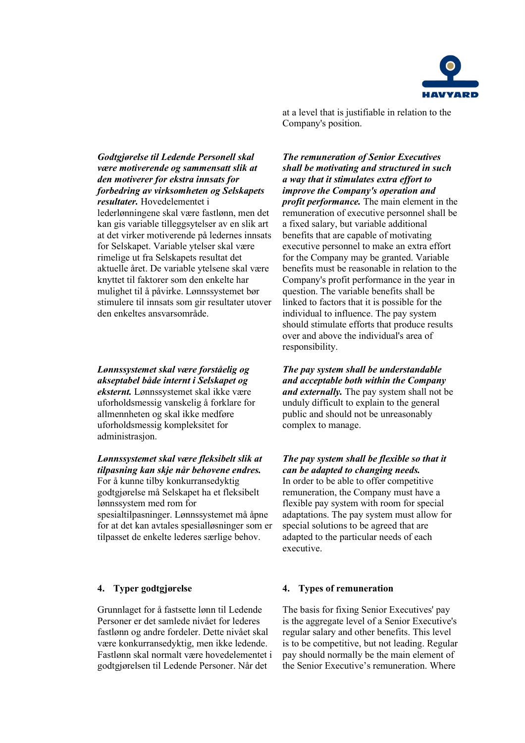at a level that is justifiable in relation to the Company's position.

***Godtgjørelse til Ledende Personell skal være motiverende og sammensatt slik at den motiverer for ekstra innsats for forbedring av virksomheten og Selskapets resultater.*** Hovedelementet i lederlønningene skal være fastlønn, men det kan gis variable tilleggsytelser av en slik art at det virker motiverende på ledernes innsats for Selskapet. Variable ytelser skal være rimelige ut fra Selskapets resultat det aktuelle året. De variable ytelsene skal være knyttet til faktorer som den enkelte har mulighet til å påvirke. Lønnssystemet bør stimulere til innsats som gir resultater utover den enkeltes ansvarsområde.

***The remuneration of Senior Executives shall be motivating and structured in such a way that it stimulates extra effort to improve the Company's operation and profit performance.*** The main element in the remuneration of executive personnel shall be a fixed salary, but variable additional benefits that are capable of motivating executive personnel to make an extra effort for the Company may be granted. Variable benefits must be reasonable in relation to the Company's profit performance in the year in question. The variable benefits shall be linked to factors that it is possible for the individual to influence. The pay system should stimulate efforts that produce results over and above the individual's area of responsibility.

***Lønnssystemet skal være forståelig og akseptabel både internt i Selskapet og eksternt.*** Lønnssystemet skal ikke være uforholdsmessig vanskelig å forklare for allmennheten og skal ikke medføre uforholdsmessig kompleksitet for administrasjon.

***The pay system shall be understandable and acceptable both within the Company and externally.*** The pay system shall not be unduly difficult to explain to the general public and should not be unreasonably complex to manage.

***Lønnssystemet skal være fleksibelt slik at tilpasning kan skje når behovene endres.*** For å kunne tilby konkurransedyktig godtgjørelse må Selskapet ha et fleksibelt lønnssystem med rom for spesialtilpasninger. Lønnssystemet må åpne for at det kan avtales spesialløsninger som er tilpasset de enkelte lederes særlige behov.

***The pay system shall be flexible so that it can be adapted to changing needs.*** In order to be able to offer competitive remuneration, the Company must have a flexible pay system with room for special adaptations. The pay system must allow for special solutions to be agreed that are adapted to the particular needs of each executive.

## 4. Typer godtgjørelse

Grunnlaget for å fastsette lønn til Ledende Personer er det samlede nivået for lederes fastlønn og andre fordeler. Dette nivået skal være konkurransedyktig, men ikke ledende. Fastlønn skal normalt være hovedelementet i godtgjørelsen til Ledende Personer. Når det

## 4. Types of remuneration

The basis for fixing Senior Executives' pay is the aggregate level of a Senior Executive's regular salary and other benefits. This level is to be competitive, but not leading. Regular pay should normally be the main element of the Senior Executive's remuneration. Where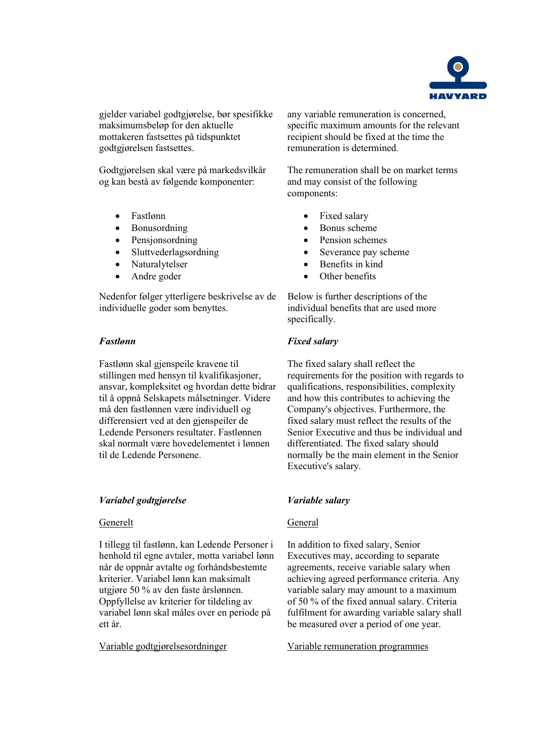gjelder variabel godtgjørelse, bør spesifikke maksimumsbeløp for den aktuelle mottakeren fastsettes på tidspunktet godtgjørelsen fastsettes.

any variable remuneration is concerned, specific maximum amounts for the relevant recipient should be fixed at the time the remuneration is determined.

Godtgjørelsen skal være på markedsvilkår og kan bestå av følgende komponenter:

- Fastlønn
- Bonusordning
- Pensjonsordning
- Sluttvederlagsordning
- Naturalytelser
- Andre goder

The remuneration shall be on market terms and may consist of the following components:

- Fixed salary
- Bonus scheme
- Pension schemes
- Severance pay scheme
- Benefits in kind
- Other benefits

Nedenfor følger ytterligere beskrivelse av de individuelle goder som benyttes.

Below is further descriptions of the individual benefits that are used more specifically.

***Fastlønn***

Fastlønn skal gjenspeile kravene til stillingen med hensyn til kvalifikasjoner, ansvar, kompleksitet og hvordan dette bidrar til å oppnå Selskapets målsetninger. Videre må den fastlønnen være individuell og differensiert ved at den gjenspeiler de Ledende Personers resultater. Fastlønnen skal normalt være hovedelementet i lønnen til de Ledende Personene.

***Fixed salary***

The fixed salary shall reflect the requirements for the position with regards to qualifications, responsibilities, complexity and how this contributes to achieving the Company's objectives. Furthermore, the fixed salary must reflect the results of the Senior Executive and thus be individual and differentiated. The fixed salary should normally be the main element in the Senior Executive's salary.

***Variabel godtgjørelse***

Generelt

I tillegg til fastlønn, kan Ledende Personer i henhold til egne avtaler, motta variabel lønn når de oppnår avtalte og forhåndsbestemte kriterier. Variabel lønn kan maksimalt utgjøre 50 % av den faste årslønnen. Oppfyllelse av kriterier for tildeling av variabel lønn skal måles over en periode på ett år.

***Variable salary***

General

In addition to fixed salary, Senior Executives may, according to separate agreements, receive variable salary when achieving agreed performance criteria. Any variable salary may amount to a maximum of 50 % of the fixed annual salary. Criteria fulfilment for awarding variable salary shall be measured over a period of one year.

Variable godtgjørelsesordninger

Variable remuneration programmes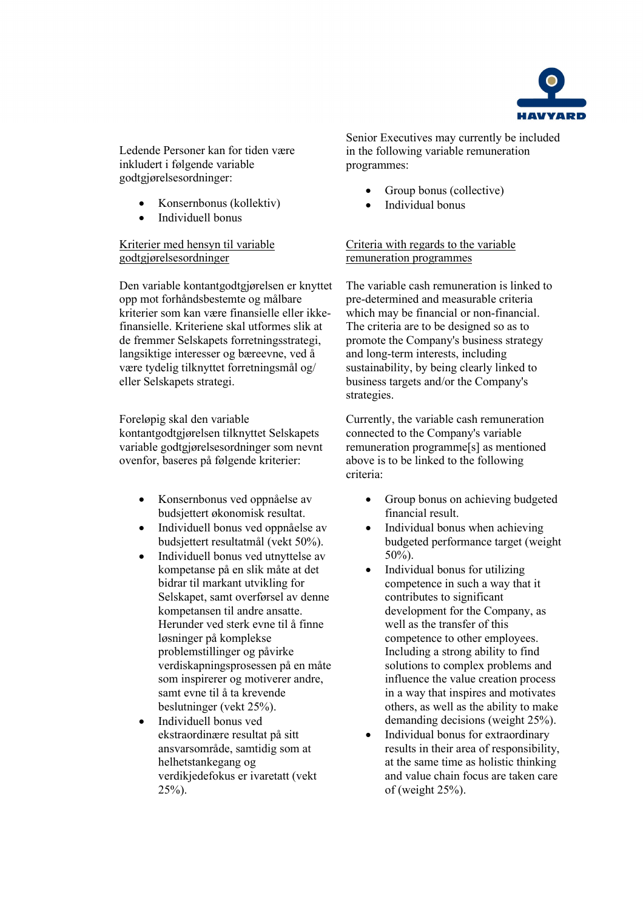Ledende Personer kan for tiden være inkludert i følgende variable godtgjørelsesordninger:

- Konsernbonus (kollektiv)
- Individuell bonus

Kriterier med hensyn til variable godtgjørelsesordninger

Den variable kontantgodtgjørelsen er knyttet opp mot forhåndsbestemte og målbare kriterier som kan være finansielle eller ikke-finansielle. Kriteriene skal utformes slik at de fremmer Selskapets forretningsstrategi, langsiktige interesser og bæreevne, ved å være tydelig tilknyttet forretningsmål og/ eller Selskapets strategi.

Foreløpig skal den variable kontantgodtgjørelsen tilknyttet Selskapets variable godtgjørelsesordninger som nevnt ovenfor, baseres på følgende kriterier:

- Konsernbonus ved oppnåelse av budsjettert økonomisk resultat.
- Individuell bonus ved oppnåelse av budsjettert resultatmål (vekt 50%).
- Individuell bonus ved utnyttelse av kompetanse på en slik måte at det bidrar til markant utvikling for Selskapet, samt overførsel av denne kompetansen til andre ansatte. Herunder ved sterk evne til å finne løsninger på komplekse problemstillinger og påvirke verdiskapningsprosessen på en måte som inspirerer og motiverer andre, samt evne til å ta krevende beslutninger (vekt 25%).
- Individuell bonus ved ekstraordinære resultat på sitt ansvarsområde, samtidig som at helhetstankegang og verdikjedefokus er ivaretatt (vekt 25%).

Senior Executives may currently be included in the following variable remuneration programmes:

- Group bonus (collective)
- Individual bonus

Criteria with regards to the variable remuneration programmes

The variable cash remuneration is linked to pre-determined and measurable criteria which may be financial or non-financial. The criteria are to be designed so as to promote the Company's business strategy and long-term interests, including sustainability, by being clearly linked to business targets and/or the Company's strategies.

Currently, the variable cash remuneration connected to the Company's variable remuneration programme[s] as mentioned above is to be linked to the following criteria:

- Group bonus on achieving budgeted financial result.
- Individual bonus when achieving budgeted performance target (weight 50%).
- Individual bonus for utilizing competence in such a way that it contributes to significant development for the Company, as well as the transfer of this competence to other employees. Including a strong ability to find solutions to complex problems and influence the value creation process in a way that inspires and motivates others, as well as the ability to make demanding decisions (weight 25%).
- Individual bonus for extraordinary results in their area of responsibility, at the same time as holistic thinking and value chain focus are taken care of (weight 25%).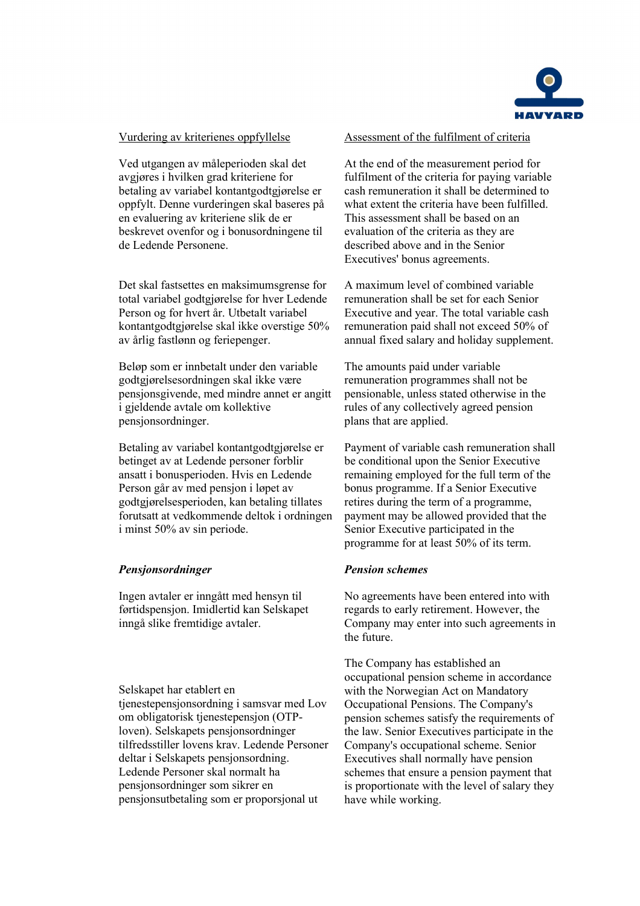Vurdering av kriterienes oppfyllelse

Ved utgangen av måleperioden skal det avgjøres i hvilken grad kriteriene for betaling av variabel kontantgodtgjørelse er oppfylt. Denne vurderingen skal baseres på en evaluering av kriteriene slik de er beskrevet ovenfor og i bonusordningene til de Ledende Personene.

Det skal fastsettes en maksimumsgrense for total variabel godtgjørelse for hver Ledende Person og for hvert år. Utbetalt variabel kontantgodtgjørelse skal ikke overstige 50% av årlig fastlønn og feriepenger.

Beløp som er innbetalt under den variable godtgjørelsesordningen skal ikke være pensjonsgivende, med mindre annet er angitt i gjeldende avtale om kollektive pensjonsordninger.

Betaling av variabel kontantgodtgjørelse er betinget av at Ledende personer forblir ansatt i bonusperioden. Hvis en Ledende Person går av med pensjon i løpet av godtgjørelsesperioden, kan betaling tillates forutsatt at vedkommende deltok i ordningen i minst 50% av sin periode.

***Pensjonsordninger***

Ingen avtaler er inngått med hensyn til førtidspensjon. Imidlertid kan Selskapet inngå slike fremtidige avtaler.

Selskapet har etablert en tjenestepensjonsordning i samsvar med Lov om obligatorisk tjenestepensjon (OTP-loven). Selskapets pensjonsordninger tilfredsstiller lovens krav. Ledende Personer deltar i Selskapets pensjonsordning. Ledende Personer skal normalt ha pensjonsordninger som sikrer en pensjonsutbetaling som er proporsjonal ut

Assessment of the fulfilment of criteria

At the end of the measurement period for fulfilment of the criteria for paying variable cash remuneration it shall be determined to what extent the criteria have been fulfilled. This assessment shall be based on an evaluation of the criteria as they are described above and in the Senior Executives' bonus agreements.

A maximum level of combined variable remuneration shall be set for each Senior Executive and year. The total variable cash remuneration paid shall not exceed 50% of annual fixed salary and holiday supplement.

The amounts paid under variable remuneration programmes shall not be pensionable, unless stated otherwise in the rules of any collectively agreed pension plans that are applied.

Payment of variable cash remuneration shall be conditional upon the Senior Executive remaining employed for the full term of the bonus programme. If a Senior Executive retires during the term of a programme, payment may be allowed provided that the Senior Executive participated in the programme for at least 50% of its term.

***Pension schemes***

No agreements have been entered into with regards to early retirement. However, the Company may enter into such agreements in the future.

The Company has established an occupational pension scheme in accordance with the Norwegian Act on Mandatory Occupational Pensions. The Company's pension schemes satisfy the requirements of the law. Senior Executives participate in the Company's occupational scheme. Senior Executives shall normally have pension schemes that ensure a pension payment that is proportionate with the level of salary they have while working.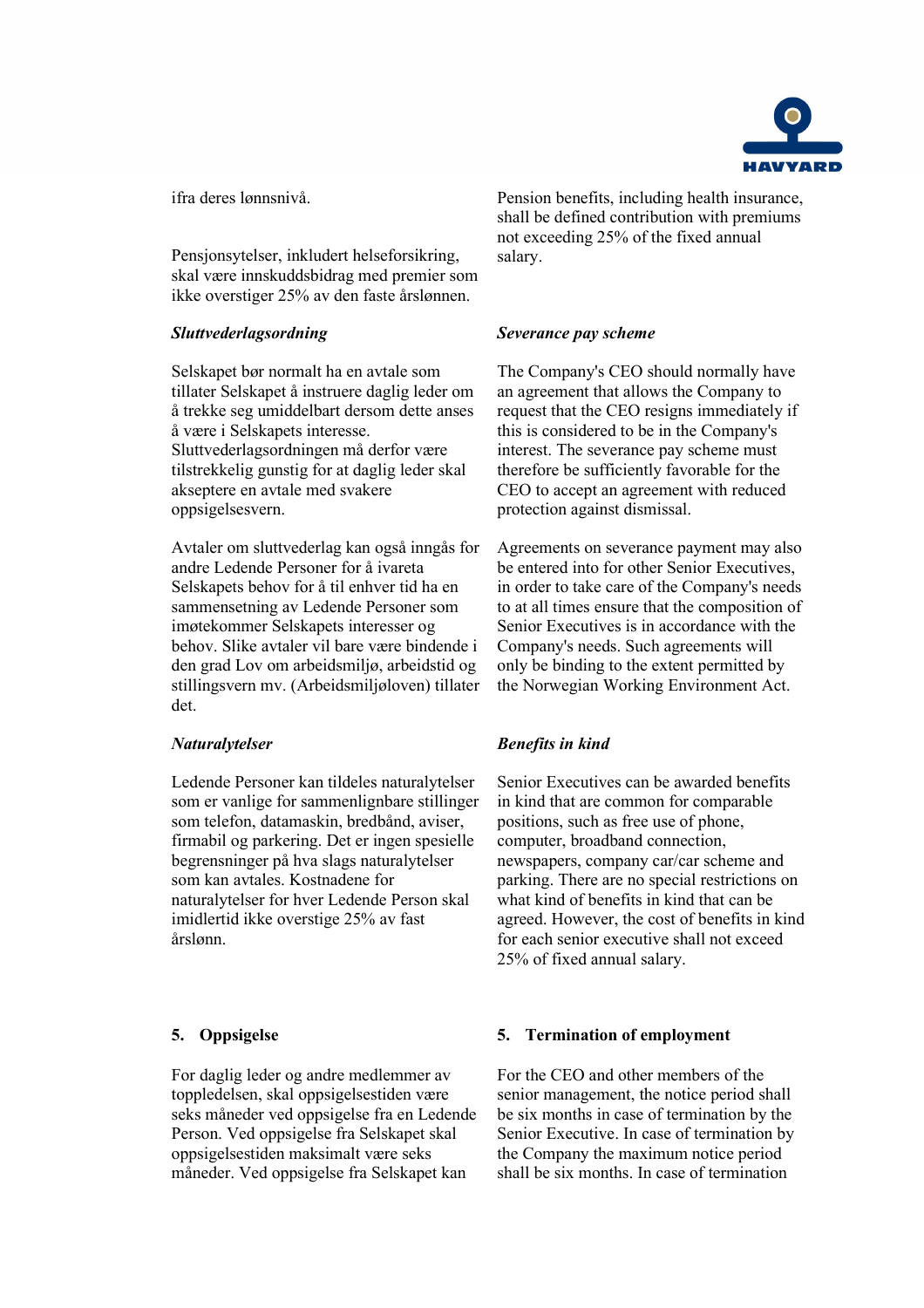ifra deres lønnsnivå.

Pensjonsytelser, inkludert helseforsikring, skal være innskuddsbidrag med premier som ikke overstiger 25% av den faste årslønnen.

Pension benefits, including health insurance, shall be defined contribution with premiums not exceeding 25% of the fixed annual salary.

***Sluttvederlagsordning***

Selskapet bør normalt ha en avtale som tillater Selskapet å instruere daglig leder om å trekke seg umiddelbart dersom dette anses å være i Selskapets interesse. Sluttvederlagsordningen må derfor være tilstrekkelig gunstig for at daglig leder skal akseptere en avtale med svakere oppsigelsesvern.

Avtaler om sluttvederlag kan også inngås for andre Ledende Personer for å ivareta Selskapets behov for å til enhver tid ha en sammensetning av Ledende Personer som imøtekommer Selskapets interesser og behov. Slike avtaler vil bare være bindende i den grad Lov om arbeidsmiljø, arbeidstid og stillingsvern mv. (Arbeidsmiljøloven) tillater det.

***Severance pay scheme***

The Company's CEO should normally have an agreement that allows the Company to request that the CEO resigns immediately if this is considered to be in the Company's interest. The severance pay scheme must therefore be sufficiently favorable for the CEO to accept an agreement with reduced protection against dismissal.

Agreements on severance payment may also be entered into for other Senior Executives, in order to take care of the Company's needs to at all times ensure that the composition of Senior Executives is in accordance with the Company's needs. Such agreements will only be binding to the extent permitted by the Norwegian Working Environment Act.

***Naturalytelser***

Ledende Personer kan tildeles naturalytelser som er vanlige for sammenlignbare stillinger som telefon, datamaskin, bredbånd, aviser, firmabil og parkering. Det er ingen spesielle begrensninger på hva slags naturalytelser som kan avtales. Kostnadene for naturalytelser for hver Ledende Person skal imidlertid ikke overstige 25% av fast årslønn.

***Benefits in kind***

Senior Executives can be awarded benefits in kind that are common for comparable positions, such as free use of phone, computer, broadband connection, newspapers, company car/car scheme and parking. There are no special restrictions on what kind of benefits in kind that can be agreed. However, the cost of benefits in kind for each senior executive shall not exceed 25% of fixed annual salary.

## 5. Oppsigelse

For daglig leder og andre medlemmer av toppledelsen, skal oppsigelsestiden være seks måneder ved oppsigelse fra en Ledende Person. Ved oppsigelse fra Selskapet skal oppsigelsestiden maksimalt være seks måneder. Ved oppsigelse fra Selskapet kan

## 5. Termination of employment

For the CEO and other members of the senior management, the notice period shall be six months in case of termination by the Senior Executive. In case of termination by the Company the maximum notice period shall be six months. In case of termination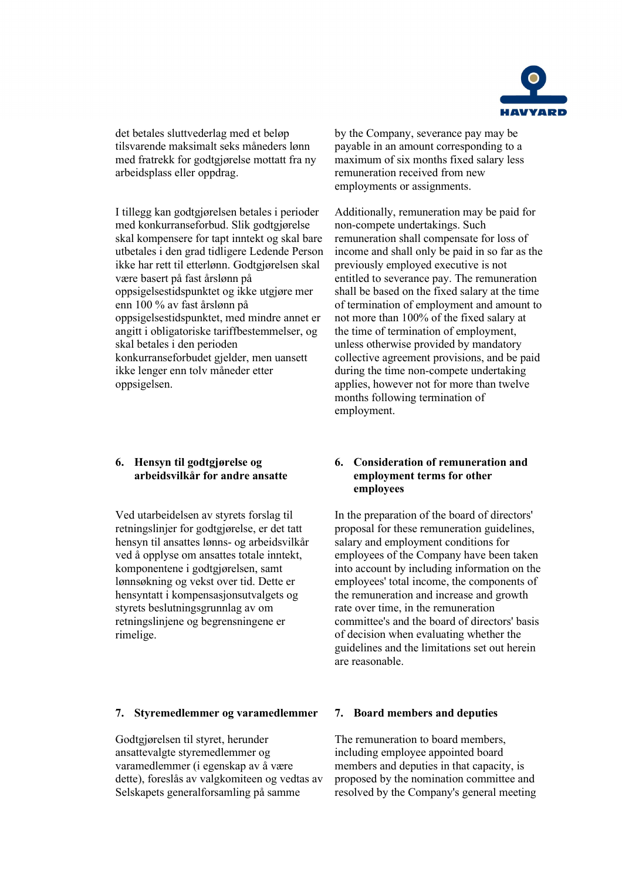det betales sluttvederlag med et beløp tilsvarende maksimalt seks måneders lønn med fratrekk for godtgjørelse mottatt fra ny arbeidsplass eller oppdrag.

by the Company, severance pay may be payable in an amount corresponding to a maximum of six months fixed salary less remuneration received from new employments or assignments.

I tillegg kan godtgjørelsen betales i perioder med konkurranseforbud. Slik godtgjørelse skal kompensere for tapt inntekt og skal bare utbetales i den grad tidligere Ledende Person ikke har rett til etterlønn. Godtgjørelsen skal være basert på fast årslønn på oppsigelsestidspunktet og ikke utgjøre mer enn 100 % av fast årslønn på oppsigelsestidspunktet, med mindre annet er angitt i obligatoriske tariffbestemmelser, og skal betales i den perioden konkurranseforbudet gjelder, men uansett ikke lenger enn tolv måneder etter oppsigelsen.

Additionally, remuneration may be paid for non-compete undertakings. Such remuneration shall compensate for loss of income and shall only be paid in so far as the previously employed executive is not entitled to severance pay. The remuneration shall be based on the fixed salary at the time of termination of employment and amount to not more than 100% of the fixed salary at the time of termination of employment, unless otherwise provided by mandatory collective agreement provisions, and be paid during the time non-compete undertaking applies, however not for more than twelve months following termination of employment.

## 6. Hensyn til godtgjørelse og arbeidsvilkår for andre ansatte

Ved utarbeidelsen av styrets forslag til retningslinjer for godtgjørelse, er det tatt hensyn til ansattes lønns- og arbeidsvilkår ved å opplyse om ansattes totale inntekt, komponentene i godtgjørelsen, samt lønnsøkning og vekst over tid. Dette er hensyntatt i kompensasjonsutvalgets og styrets beslutningsgrunnlag av om retningslinjene og begrensningene er rimelige.

## 6. Consideration of remuneration and employment terms for other employees

In the preparation of the board of directors' proposal for these remuneration guidelines, salary and employment conditions for employees of the Company have been taken into account by including information on the employees' total income, the components of the remuneration and increase and growth rate over time, in the remuneration committee's and the board of directors' basis of decision when evaluating whether the guidelines and the limitations set out herein are reasonable.

## 7. Styremedlemmer og varamedlemmer

Godtgjørelsen til styret, herunder ansattevalgte styremedlemmer og varamedlemmer (i egenskap av å være dette), foreslås av valgkomiteen og vedtas av Selskapets generalforsamling på samme

## 7. Board members and deputies

The remuneration to board members, including employee appointed board members and deputies in that capacity, is proposed by the nomination committee and resolved by the Company's general meeting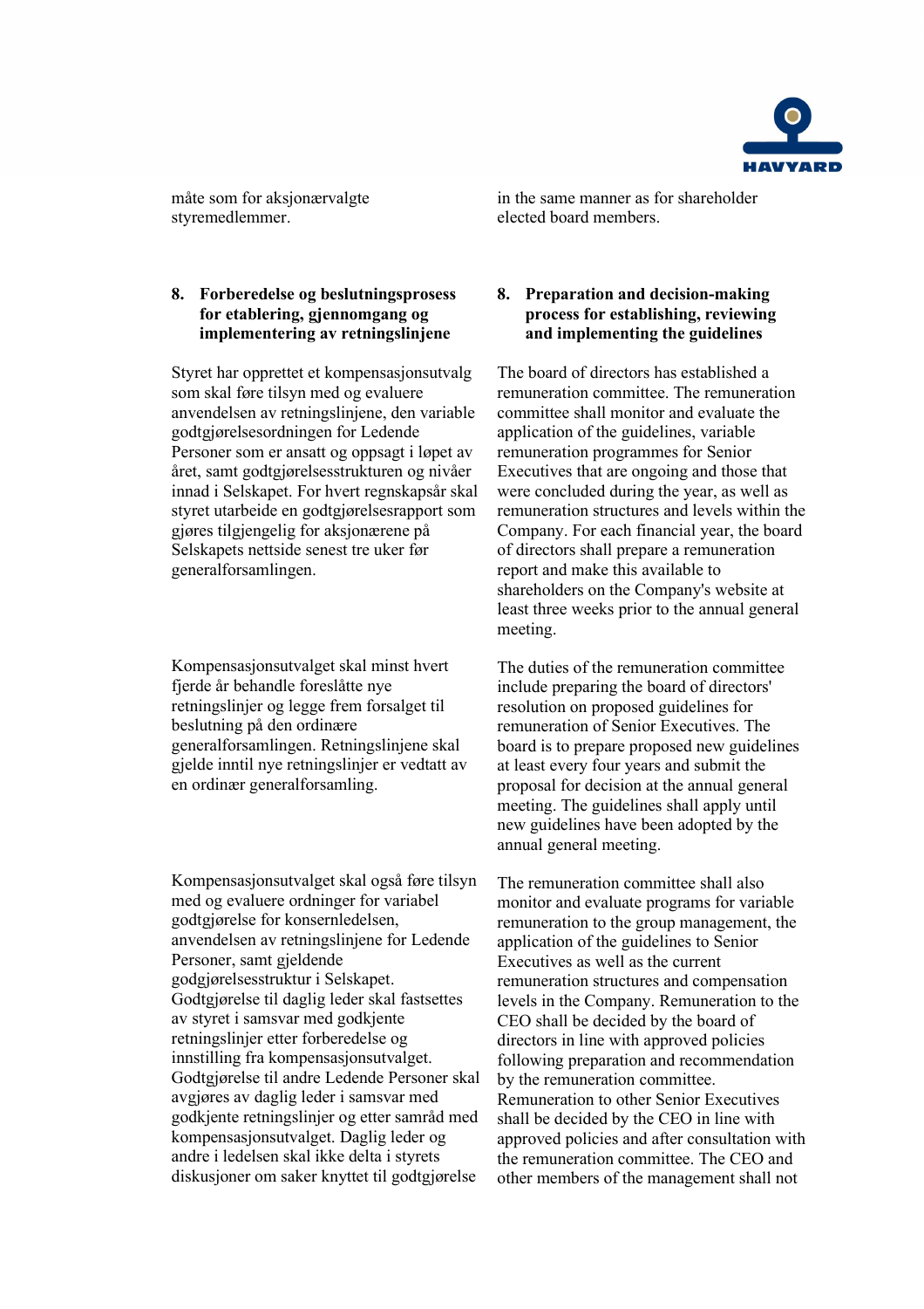måte som for aksjonærvalgte styremedlemmer.

in the same manner as for shareholder elected board members.

## 8. Forberedelse og beslutningsprosess for etablering, gjennomgang og implementering av retningslinjene

Styret har opprettet et kompensasjonsutvalg som skal føre tilsyn med og evaluere anvendelsen av retningslinjene, den variable godtgjørelsesordningen for Ledende Personer som er ansatt og oppsagt i løpet av året, samt godtgjørelsesstrukturen og nivåer innad i Selskapet. For hvert regnskapsår skal styret utarbeide en godtgjørelsesrapport som gjøres tilgjengelig for aksjonærene på Selskapets nettside senest tre uker før generalforsamlingen.

Kompensasjonsutvalget skal minst hvert fjerde år behandle foreslåtte nye retningslinjer og legge frem forsalget til beslutning på den ordinære generalforsamlingen. Retningslinjene skal gjelde inntil nye retningslinjer er vedtatt av en ordinær generalforsamling.

Kompensasjonsutvalget skal også føre tilsyn med og evaluere ordninger for variabel godtgjørelse for konsernledelsen, anvendelsen av retningslinjene for Ledende Personer, samt gjeldende godgjørelsesstruktur i Selskapet. Godtgjørelse til daglig leder skal fastsettes av styret i samsvar med godkjente retningslinjer etter forberedelse og innstilling fra kompensasjonsutvalget. Godtgjørelse til andre Ledende Personer skal avgjøres av daglig leder i samsvar med godkjente retningslinjer og etter samråd med kompensasjonsutvalget. Daglig leder og andre i ledelsen skal ikke delta i styrets diskusjoner om saker knyttet til godtgjørelse

## 8. Preparation and decision-making process for establishing, reviewing and implementing the guidelines

The board of directors has established a remuneration committee. The remuneration committee shall monitor and evaluate the application of the guidelines, variable remuneration programmes for Senior Executives that are ongoing and those that were concluded during the year, as well as remuneration structures and levels within the Company. For each financial year, the board of directors shall prepare a remuneration report and make this available to shareholders on the Company's website at least three weeks prior to the annual general meeting.

The duties of the remuneration committee include preparing the board of directors' resolution on proposed guidelines for remuneration of Senior Executives. The board is to prepare proposed new guidelines at least every four years and submit the proposal for decision at the annual general meeting. The guidelines shall apply until new guidelines have been adopted by the annual general meeting.

The remuneration committee shall also monitor and evaluate programs for variable remuneration to the group management, the application of the guidelines to Senior Executives as well as the current remuneration structures and compensation levels in the Company. Remuneration to the CEO shall be decided by the board of directors in line with approved policies following preparation and recommendation by the remuneration committee. Remuneration to other Senior Executives shall be decided by the CEO in line with approved policies and after consultation with the remuneration committee. The CEO and other members of the management shall not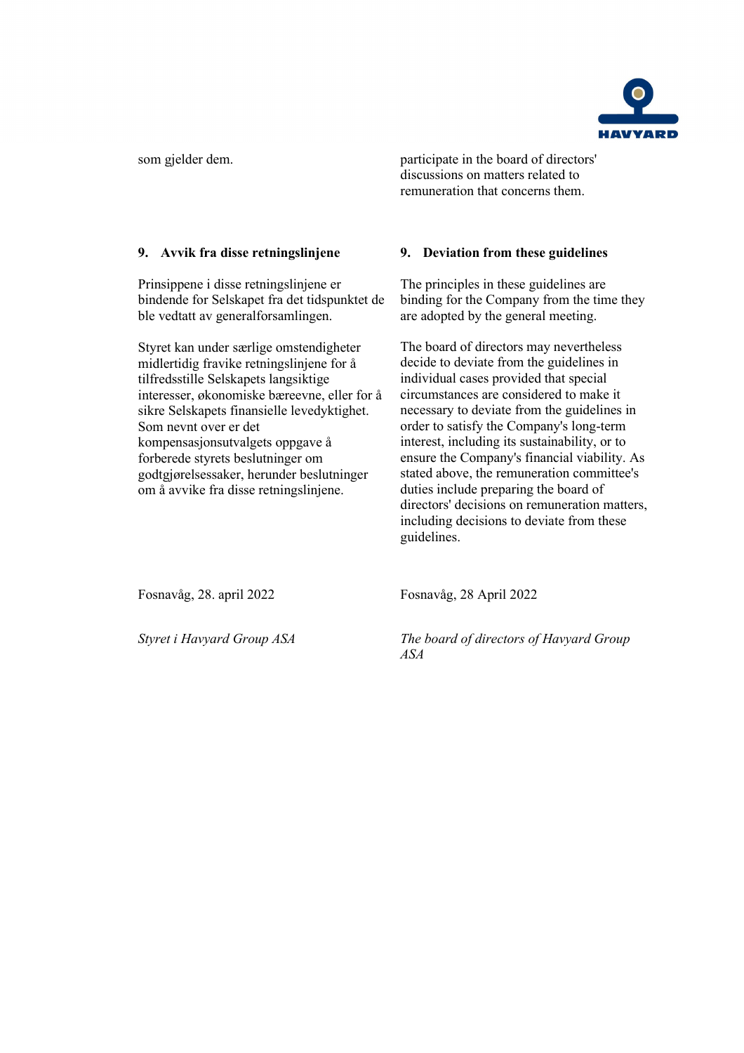som gjelder dem.

participate in the board of directors' discussions on matters related to remuneration that concerns them.

## 9. Avvik fra disse retningslinjene

Prinsippene i disse retningslinjene er bindende for Selskapet fra det tidspunktet de ble vedtatt av generalforsamlingen.

Styret kan under særlige omstendigheter midlertidig fravike retningslinjene for å tilfredsstille Selskapets langsiktige interesser, økonomiske bæreevne, eller for å sikre Selskapets finansielle levedyktighet. Som nevnt over er det kompensasjonsutvalgets oppgave å forberede styrets beslutninger om godtgjørelsessaker, herunder beslutninger om å avvike fra disse retningslinjene.

Fosnavåg, 28. april 2022

*Styret i Havyard Group ASA*

## 9. Deviation from these guidelines

The principles in these guidelines are binding for the Company from the time they are adopted by the general meeting.

The board of directors may nevertheless decide to deviate from the guidelines in individual cases provided that special circumstances are considered to make it necessary to deviate from the guidelines in order to satisfy the Company's long-term interest, including its sustainability, or to ensure the Company's financial viability. As stated above, the remuneration committee's duties include preparing the board of directors' decisions on remuneration matters, including decisions to deviate from these guidelines.

Fosnavåg, 28 April 2022

*The board of directors of Havyard Group ASA*